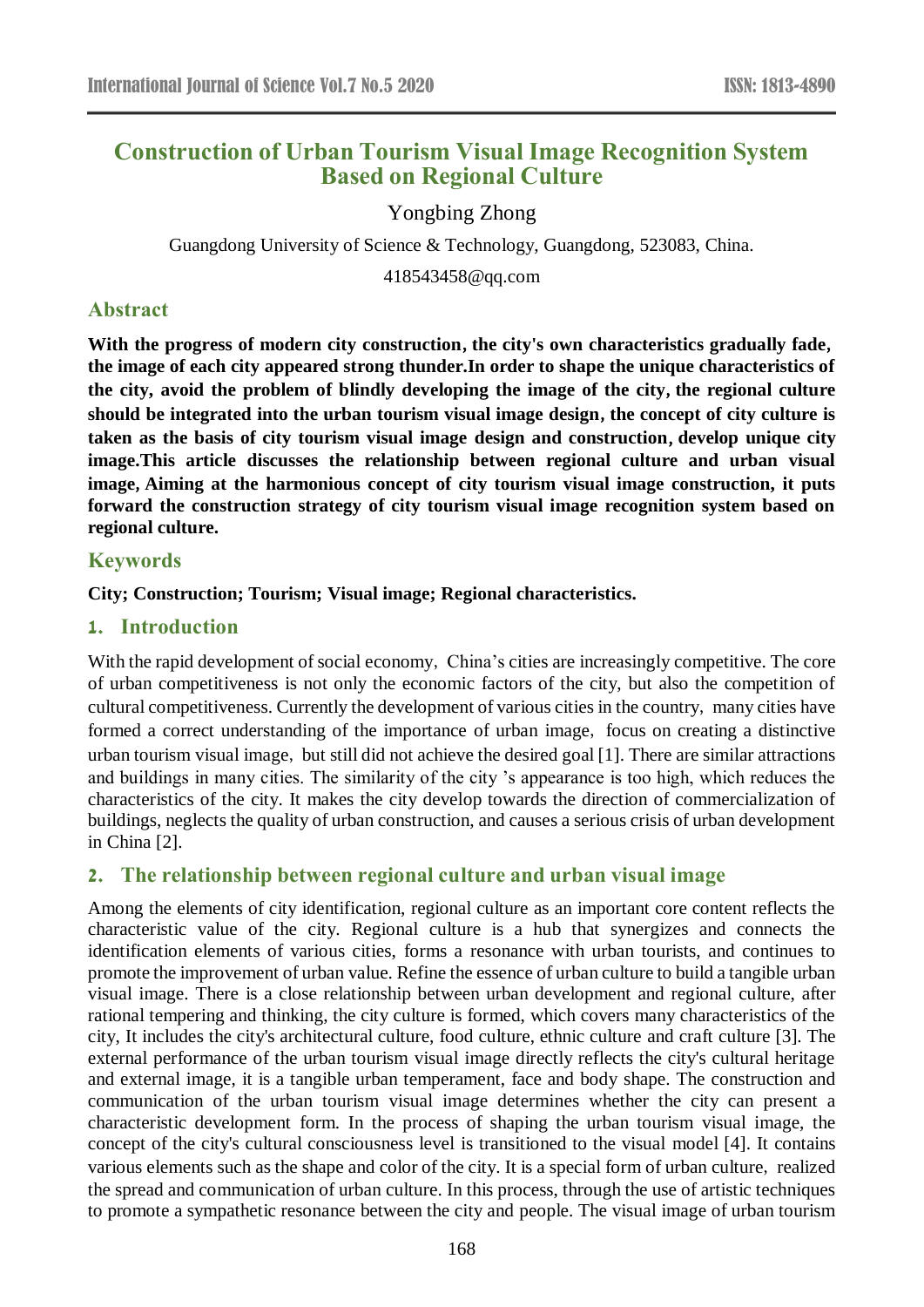# Construction of Urban Tourism Visual Image Recognition System Based on Regional Culture

Yongbing Zhong

Guangdong University of Science & Technology, Guangdong, 523083, China.

418543458@qq.com

## Abstract

**With the progress of modern city construction, the city's own characteristics gradually fade, the image of each city appeared strong thunder.In order to shape the unique characteristics of the city, avoid the problem of blindly developing the image of the city, the regional culture should be integrated into the urban tourism visual image design, the concept of city culture is taken as the basis of city tourism visual image design and construction, develop unique city image.This article discusses the relationship between regional culture and urban visual image, Aiming at the harmonious concept of city tourism visual image construction, it puts forward the construction strategy of city tourism visual image recognition system based on regional culture.**

## Keywords

**City; Construction; Tourism; Visual image; Regional characteristics.**

## 1. Introduction

With the rapid development of social economy, China's cities are increasingly competitive. The core of urban competitiveness is not only the economic factors of the city, but also the competition of cultural competitiveness. Currently the development of various cities in the country, many cities have formed a correct understanding of the importance of urban image, focus on creating a distinctive urban tourism visual image, but still did not achieve the desired goal [1]. There are similar attractions and buildings in many cities. The similarity of the city 's appearance is too high, which reduces the characteristics of the city. It makes the city develop towards the direction of commercialization of buildings, neglects the quality of urban construction, and causes a serious crisis of urban development in China [2].

## 2. The relationship between regional culture and urban visual image

Among the elements of city identification, regional culture as an important core content reflects the characteristic value of the city. Regional culture is a hub that synergizes and connects the identification elements of various cities, forms a resonance with urban tourists, and continues to promote the improvement of urban value. Refine the essence of urban culture to build a tangible urban visual image. There is a close relationship between urban development and regional culture, after rational tempering and thinking, the city culture is formed, which covers many characteristics of the city, It includes the city's architectural culture, food culture, ethnic culture and craft culture [3]. The external performance of the urban tourism visual image directly reflects the city's cultural heritage and external image, it is a tangible urban temperament, face and body shape. The construction and communication of the urban tourism visual image determines whether the city can present a characteristic development form. In the process of shaping the urban tourism visual image, the concept of the city's cultural consciousness level is transitioned to the visual model [4]. It contains various elements such as the shape and color of the city. It is a special form of urban culture, realized the spread and communication of urban culture. In this process, through the use of artistic techniques to promote a sympathetic resonance between the city and people. The visual image of urban tourism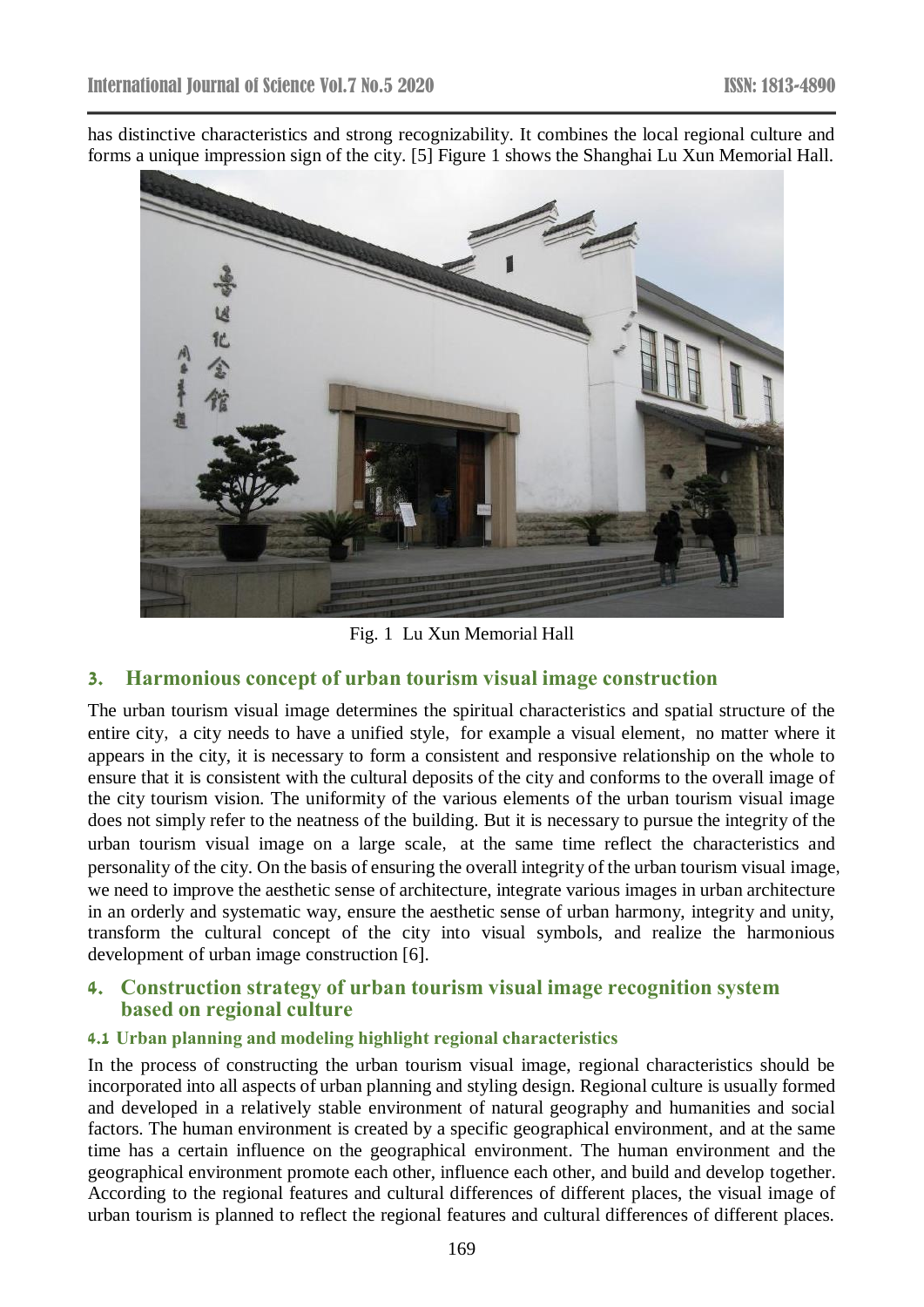has distinctive characteristics and strong recognizability. It combines the local regional culture and forms a unique impression sign of the city. [5] Figure 1 shows the Shanghai Lu Xun Memorial Hall.

Fig. 1 Lu Xun Memorial Hall

## 3. Harmonious concept of urban tourism visual image construction

The urban tourism visual image determines the spiritual characteristics and spatial structure of the entire city, a city needs to have a unified style, for example a visual element, no matter where it appears in the city, it is necessary to form a consistent and responsive relationship on the whole to ensure that it is consistent with the cultural deposits of the city and conforms to the overall image of the city tourism vision. The uniformity of the various elements of the urban tourism visual image does not simply refer to the neatness of the building. But it is necessary to pursue the integrity of the urban tourism visual image on a large scale, at the same time reflect the characteristics and personality of the city. On the basis of ensuring the overall integrity of the urban tourism visual image, we need to improve the aesthetic sense of architecture, integrate various images in urban architecture in an orderly and systematic way, ensure the aesthetic sense of urban harmony, integrity and unity, transform the cultural concept of the city into visual symbols, and realize the harmonious development of urban image construction [6].

## 4. Construction strategy of urban tourism visual image recognition system based on regional culture

### 4.1 Urban planning and modeling highlight regional characteristics

In the process of constructing the urban tourism visual image, regional characteristics should be incorporated into all aspects of urban planning and styling design. Regional culture is usually formed and developed in a relatively stable environment of natural geography and humanities and social factors. The human environment is created by a specific geographical environment, and at the same time has a certain influence on the geographical environment. The human environment and the geographical environment promote each other, influence each other, and build and develop together. According to the regional features and cultural differences of different places, the visual image of urban tourism is planned to reflect the regional features and cultural differences of different places.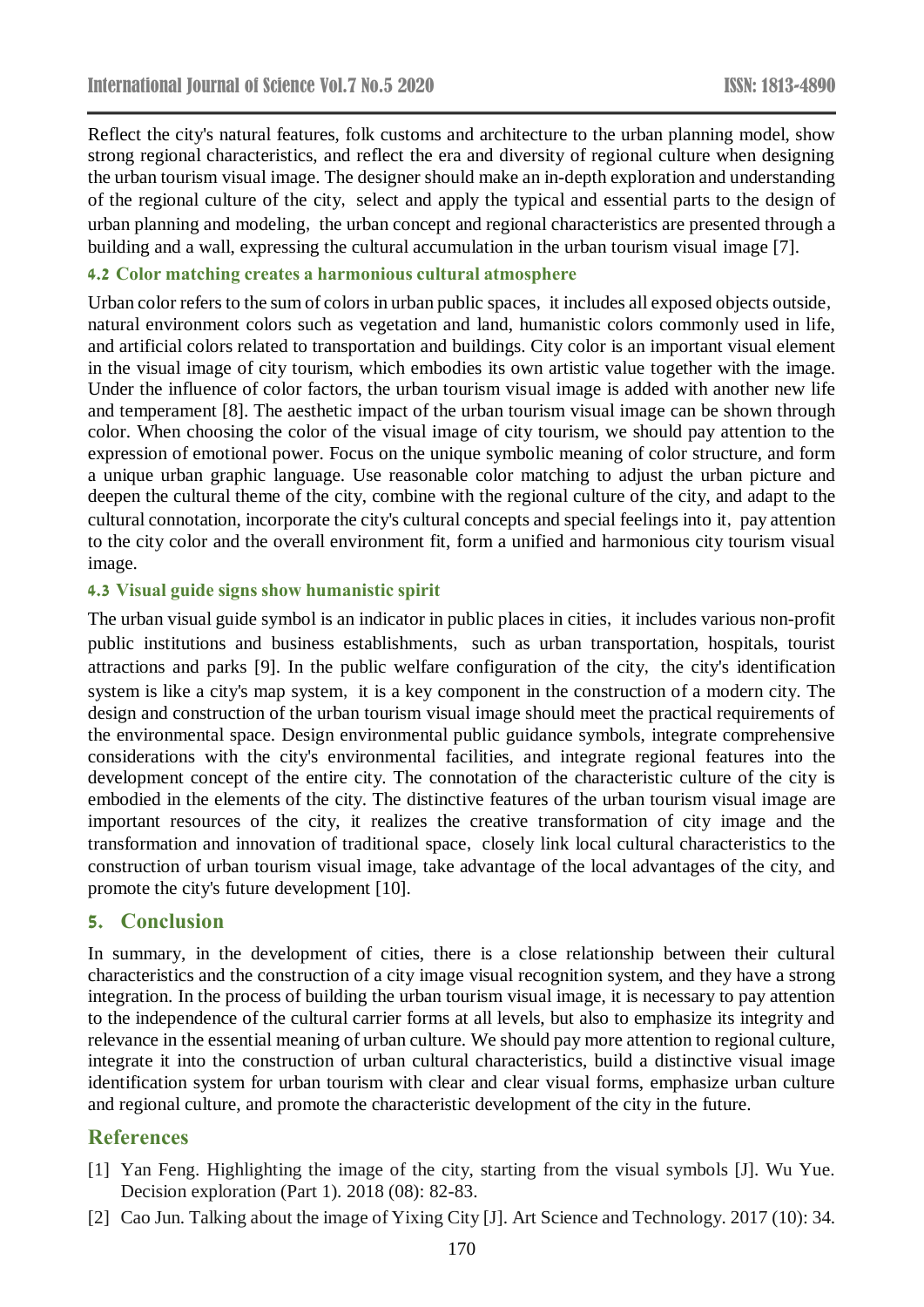Reflect the city's natural features, folk customs and architecture to the urban planning model, show strong regional characteristics, and reflect the era and diversity of regional culture when designing the urban tourism visual image. The designer should make an in-depth exploration and understanding of the regional culture of the city, select and apply the typical and essential parts to the design of urban planning and modeling, the urban concept and regional characteristics are presented through a building and a wall, expressing the cultural accumulation in the urban tourism visual image [7].

### 4.2 Color matching creates a harmonious cultural atmosphere

Urban color refers to the sum of colors in urban public spaces, it includes all exposed objects outside, natural environment colors such as vegetation and land, humanistic colors commonly used in life, and artificial colors related to transportation and buildings. City color is an important visual element in the visual image of city tourism, which embodies its own artistic value together with the image. Under the influence of color factors, the urban tourism visual image is added with another new life and temperament [8]. The aesthetic impact of the urban tourism visual image can be shown through color. When choosing the color of the visual image of city tourism, we should pay attention to the expression of emotional power. Focus on the unique symbolic meaning of color structure, and form a unique urban graphic language. Use reasonable color matching to adjust the urban picture and deepen the cultural theme of the city, combine with the regional culture of the city, and adapt to the cultural connotation, incorporate the city's cultural concepts and special feelings into it, pay attention to the city color and the overall environment fit, form a unified and harmonious city tourism visual image.

### 4.3 Visual guide signs show humanistic spirit

The urban visual guide symbol is an indicator in public places in cities, it includes various non-profit public institutions and business establishments, such as urban transportation, hospitals, tourist attractions and parks [9]. In the public welfare configuration of the city, the city's identification system is like a city's map system, it is a key component in the construction of a modern city. The design and construction of the urban tourism visual image should meet the practical requirements of the environmental space. Design environmental public guidance symbols, integrate comprehensive considerations with the city's environmental facilities, and integrate regional features into the development concept of the entire city. The connotation of the characteristic culture of the city is embodied in the elements of the city. The distinctive features of the urban tourism visual image are important resources of the city, it realizes the creative transformation of city image and the transformation and innovation of traditional space, closely link local cultural characteristics to the construction of urban tourism visual image, take advantage of the local advantages of the city, and promote the city's future development [10].

## 5. Conclusion

In summary, in the development of cities, there is a close relationship between their cultural characteristics and the construction of a city image visual recognition system, and they have a strong integration. In the process of building the urban tourism visual image, it is necessary to pay attention to the independence of the cultural carrier forms at all levels, but also to emphasize its integrity and relevance in the essential meaning of urban culture. We should pay more attention to regional culture, integrate it into the construction of urban cultural characteristics, build a distinctive visual image identification system for urban tourism with clear and clear visual forms, emphasize urban culture and regional culture, and promote the characteristic development of the city in the future.

## References

[1] Yan Feng. Highlighting the image of the city, starting from the visual symbols [J]. Wu Yue. Decision exploration (Part 1). 2018 (08): 82-83.

[2] Cao Jun. Talking about the image of Yixing City [J]. Art Science and Technology. 2017 (10): 34.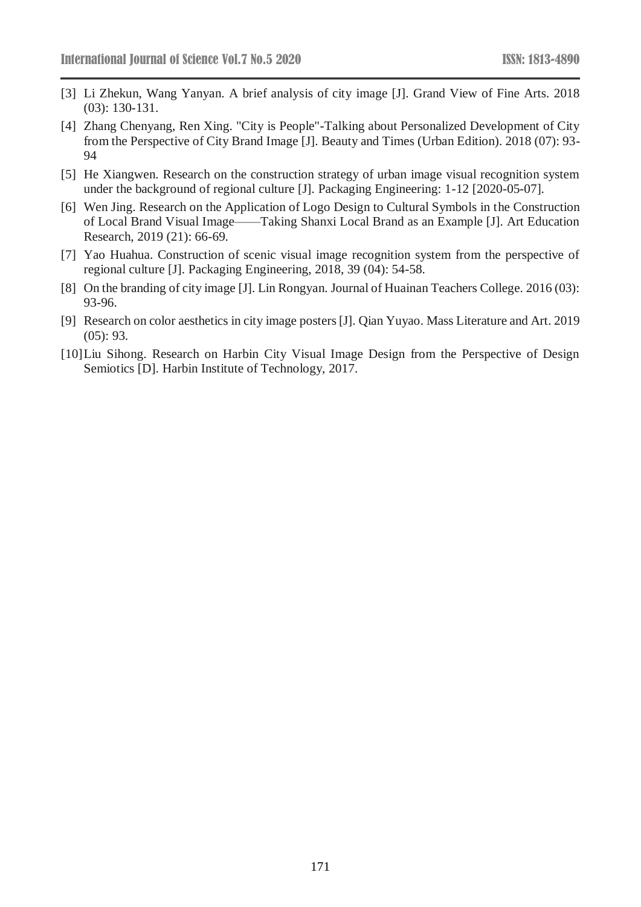[3] Li Zhekun, Wang Yanyan. A brief analysis of city image [J]. Grand View of Fine Arts. 2018 (03): 130-131.

[4] Zhang Chenyang, Ren Xing. "City is People"-Talking about Personalized Development of City from the Perspective of City Brand Image [J]. Beauty and Times (Urban Edition). 2018 (07): 93-94

[5] He Xiangwen. Research on the construction strategy of urban image visual recognition system under the background of regional culture [J]. Packaging Engineering: 1-12 [2020-05-07].

[6] Wen Jing. Research on the Application of Logo Design to Cultural Symbols in the Construction of Local Brand Visual Image——Taking Shanxi Local Brand as an Example [J]. Art Education Research, 2019 (21): 66-69.

[7] Yao Huahua. Construction of scenic visual image recognition system from the perspective of regional culture [J]. Packaging Engineering, 2018, 39 (04): 54-58.

[8] On the branding of city image [J]. Lin Rongyan. Journal of Huainan Teachers College. 2016 (03): 93-96.

[9] Research on color aesthetics in city image posters [J]. Qian Yuyao. Mass Literature and Art. 2019 (05): 93.

[10] Liu Sihong. Research on Harbin City Visual Image Design from the Perspective of Design Semiotics [D]. Harbin Institute of Technology, 2017.